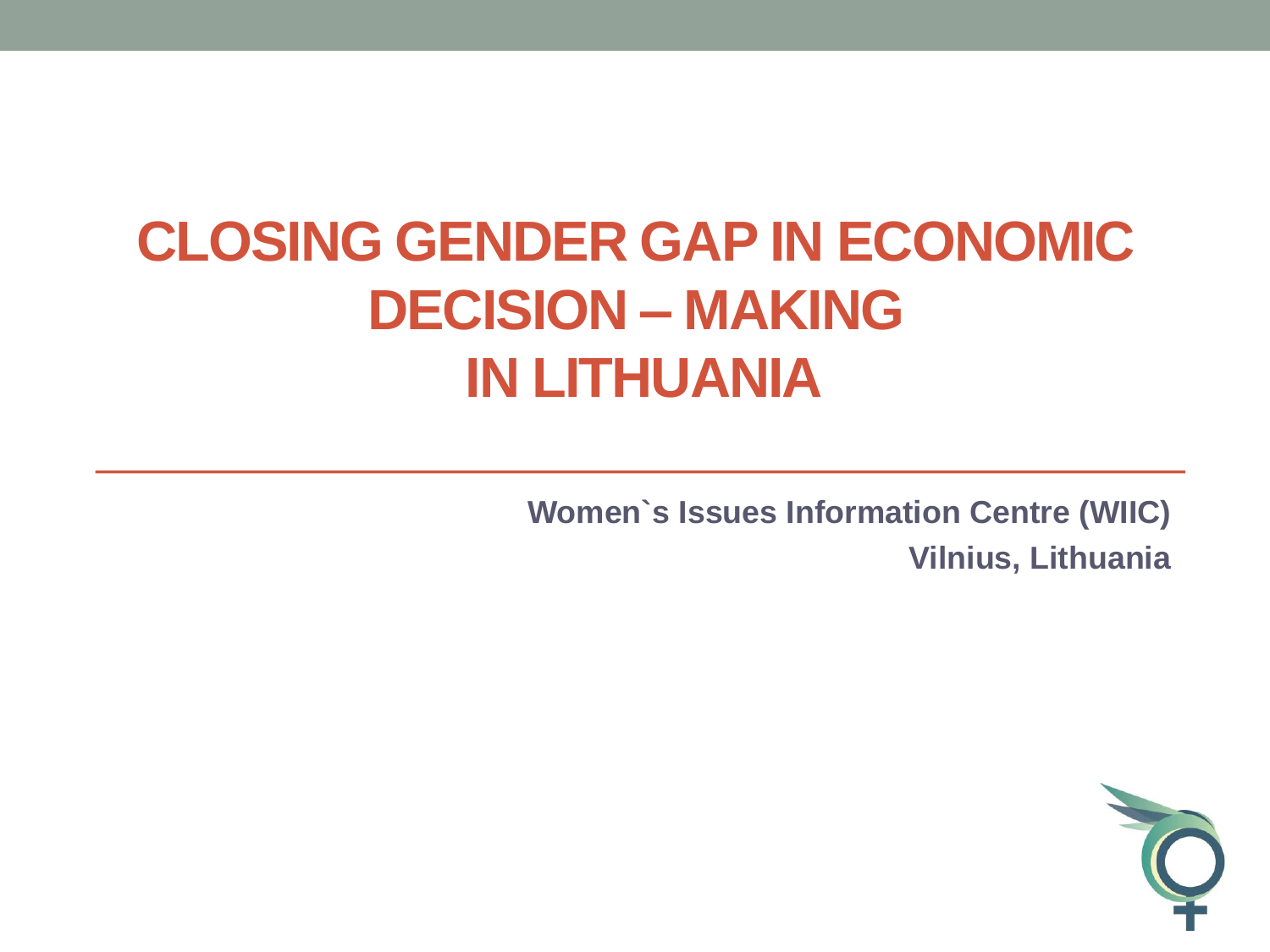# CLOSING GENDER GAP IN ECONOMIC DECISION – MAKING IN LITHUANIA

**Women`s Issues Information Centre (WIIC)**
**Vilnius, Lithuania**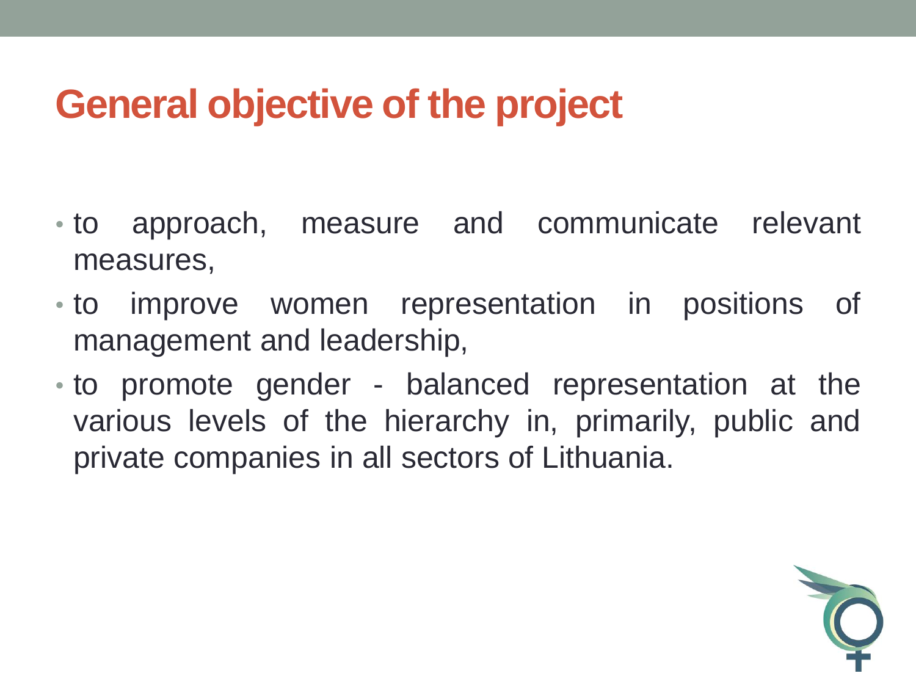# General objective of the project

- to approach, measure and communicate relevant measures,
- to improve women representation in positions of management and leadership,
- to promote gender - balanced representation at the various levels of the hierarchy in, primarily, public and private companies in all sectors of Lithuania.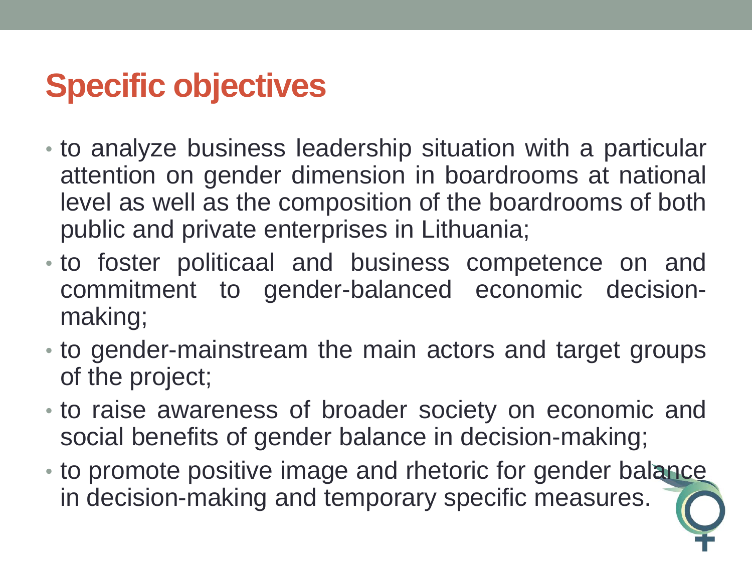# Specific objectives

- to analyze business leadership situation with a particular attention on gender dimension in boardrooms at national level as well as the composition of the boardrooms of both public and private enterprises in Lithuania;
- to foster politicaal and business competence on and commitment to gender-balanced economic decision-making;
- to gender-mainstream the main actors and target groups of the project;
- to raise awareness of broader society on economic and social benefits of gender balance in decision-making;
- to promote positive image and rhetoric for gender balance in decision-making and temporary specific measures.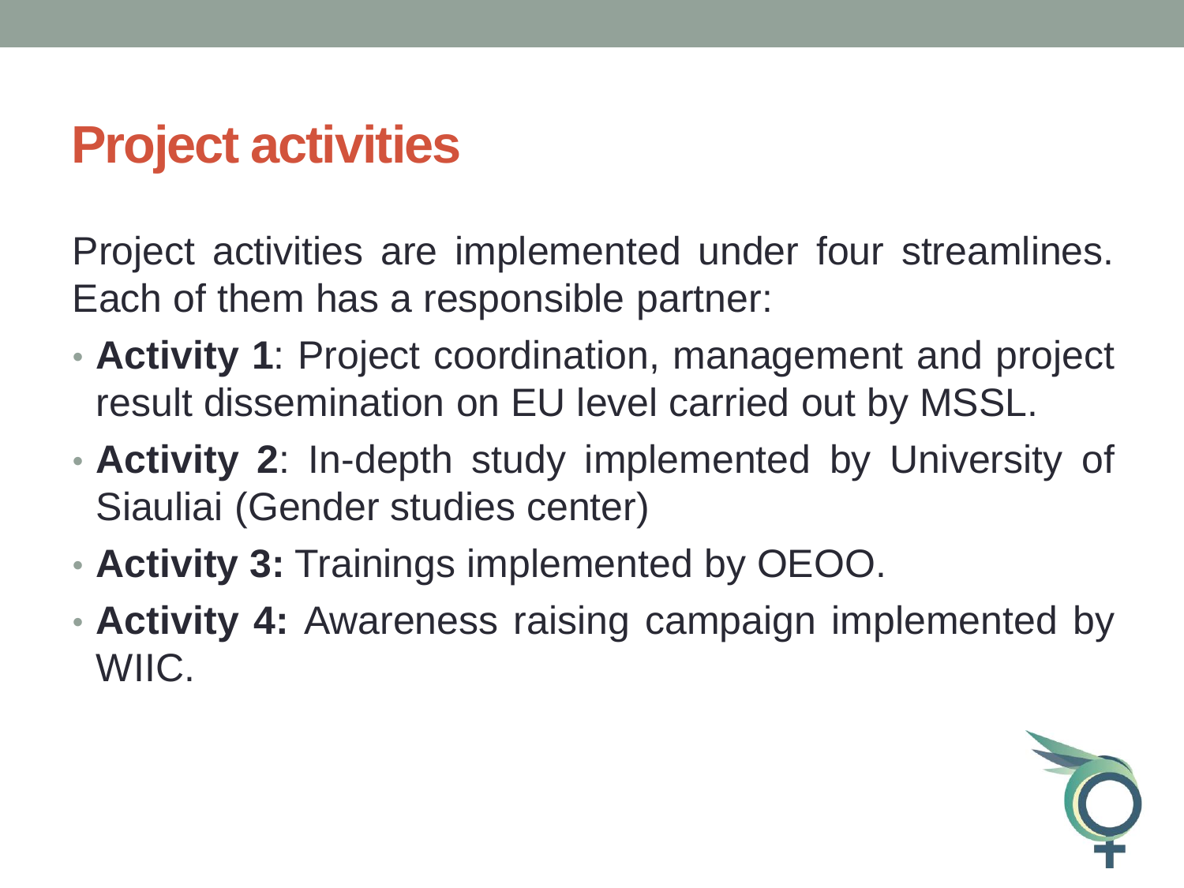# Project activities

Project activities are implemented under four streamlines. Each of them has a responsible partner:

- **Activity 1**: Project coordination, management and project result dissemination on EU level carried out by MSSL.
- **Activity 2**: In-depth study implemented by University of Siauliai (Gender studies center)
- **Activity 3:** Trainings implemented by OEOO.
- **Activity 4:** Awareness raising campaign implemented by WIIC.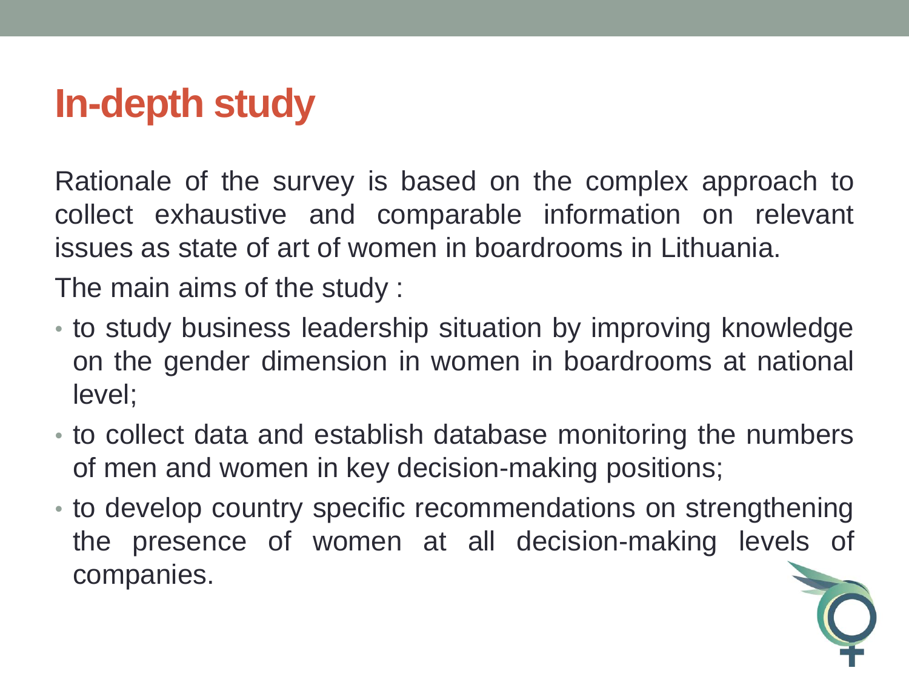# In-depth study

Rationale of the survey is based on the complex approach to collect exhaustive and comparable information on relevant issues as state of art of women in boardrooms in Lithuania.

The main aims of the study :

- to study business leadership situation by improving knowledge on the gender dimension in women in boardrooms at national level;
- to collect data and establish database monitoring the numbers of men and women in key decision-making positions;
- to develop country specific recommendations on strengthening the presence of women at all decision-making levels of companies.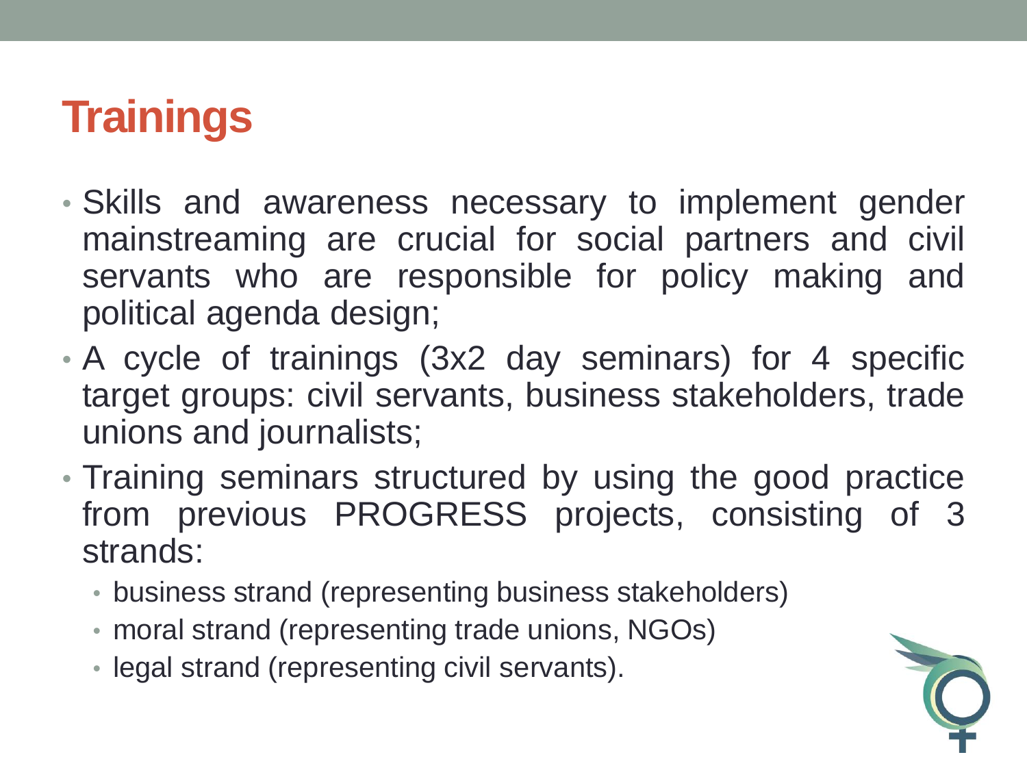# Trainings

- Skills and awareness necessary to implement gender mainstreaming are crucial for social partners and civil servants who are responsible for policy making and political agenda design;
- A cycle of trainings (3x2 day seminars) for 4 specific target groups: civil servants, business stakeholders, trade unions and journalists;
- Training seminars structured by using the good practice from previous PROGRESS projects, consisting of 3 strands:
  - business strand (representing business stakeholders)
  - moral strand (representing trade unions, NGOs)
  - legal strand (representing civil servants).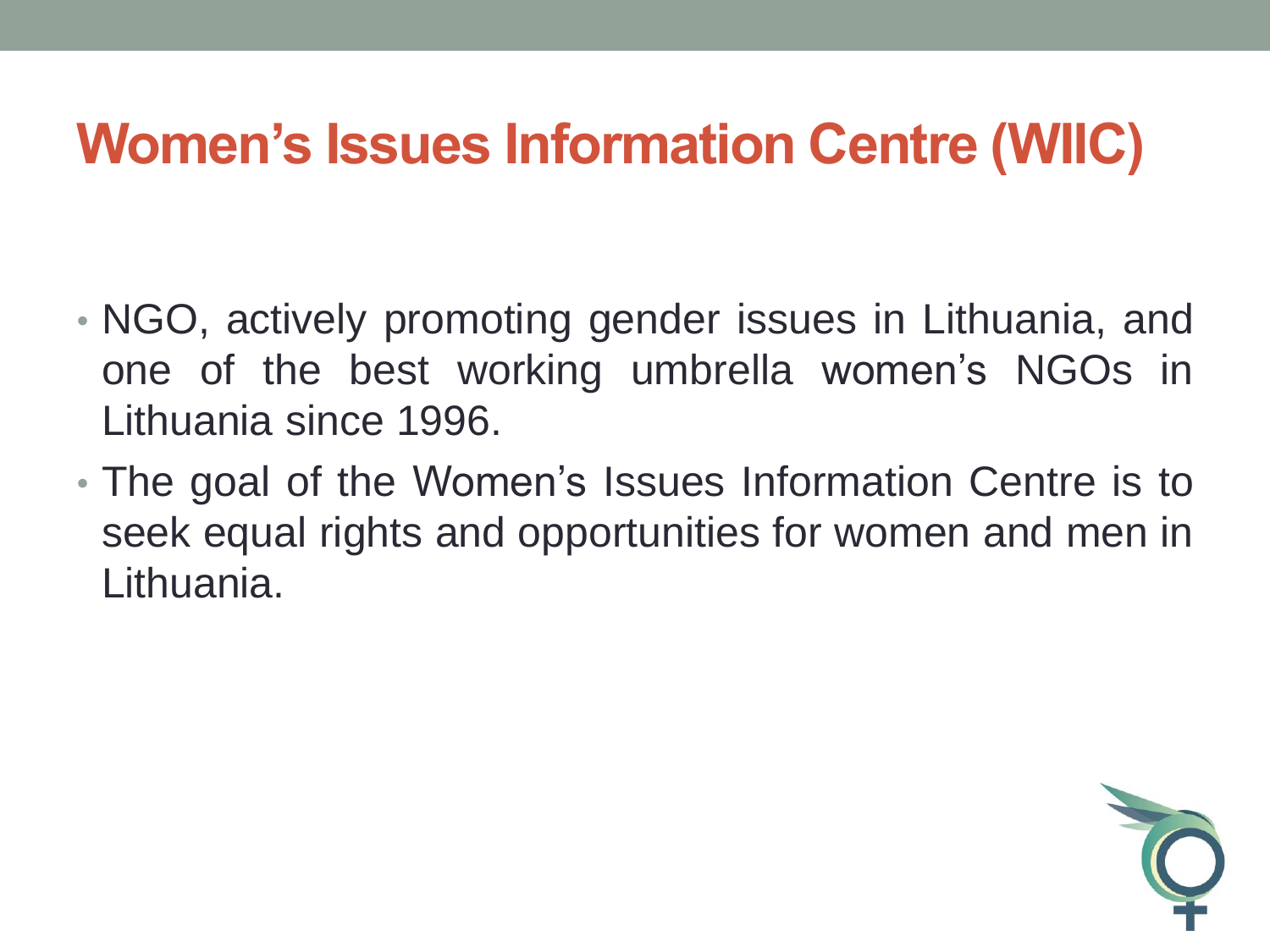# Women's Issues Information Centre (WIIC)

- NGO, actively promoting gender issues in Lithuania, and one of the best working umbrella women's NGOs in Lithuania since 1996.
- The goal of the Women's Issues Information Centre is to seek equal rights and opportunities for women and men in Lithuania.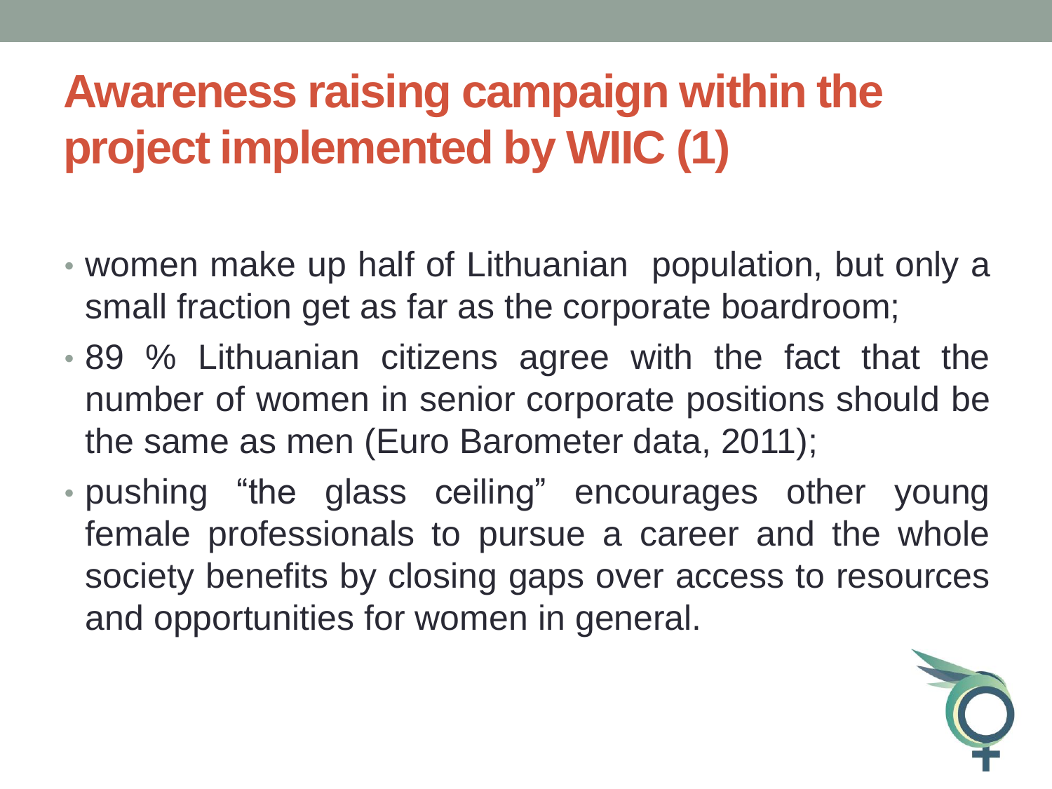# Awareness raising campaign within the project implemented by WIIC (1)

- women make up half of Lithuanian population, but only a small fraction get as far as the corporate boardroom;
- 89 % Lithuanian citizens agree with the fact that the number of women in senior corporate positions should be the same as men (Euro Barometer data, 2011);
- pushing “the glass ceiling” encourages other young female professionals to pursue a career and the whole society benefits by closing gaps over access to resources and opportunities for women in general.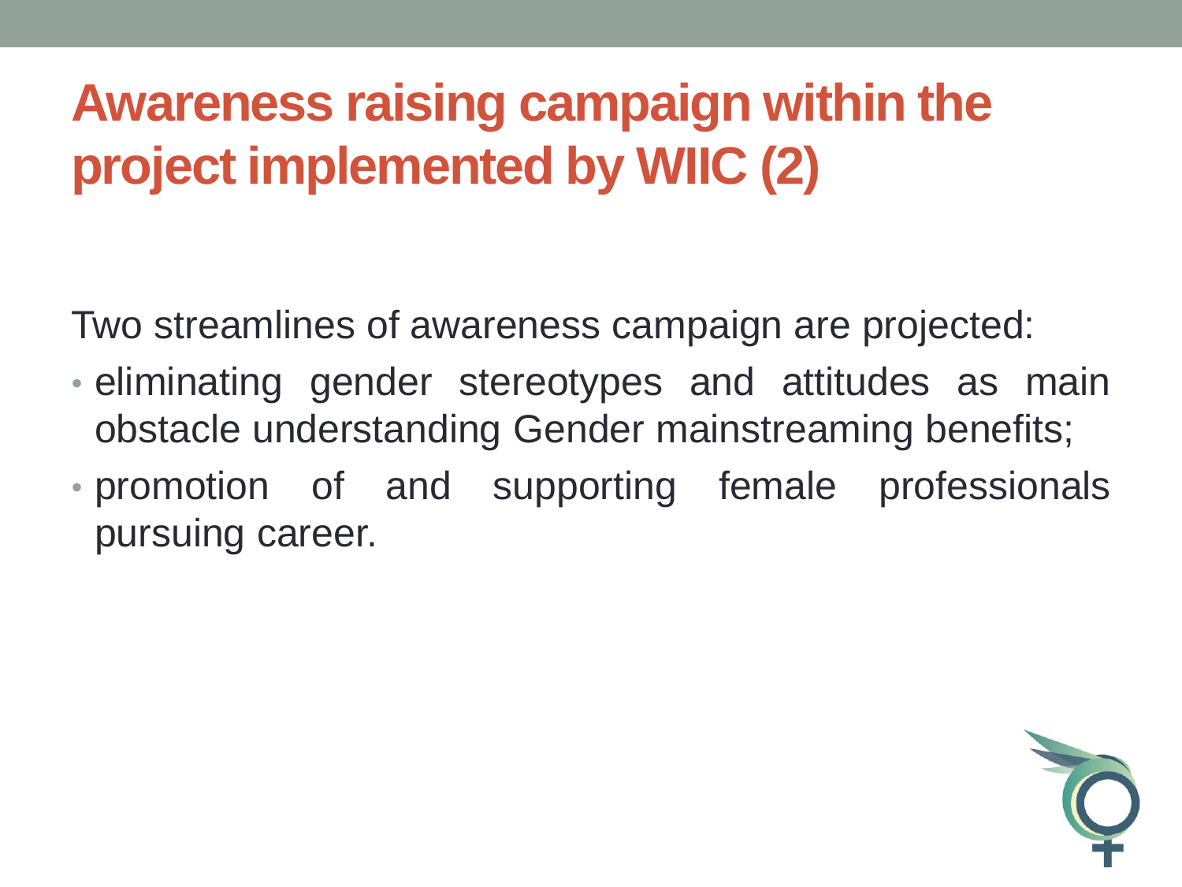# Awareness raising campaign within the project implemented by WIIC (2)

Two streamlines of awareness campaign are projected:

- eliminating gender stereotypes and attitudes as main obstacle understanding Gender mainstreaming benefits;
- promotion of and supporting female professionals pursuing career.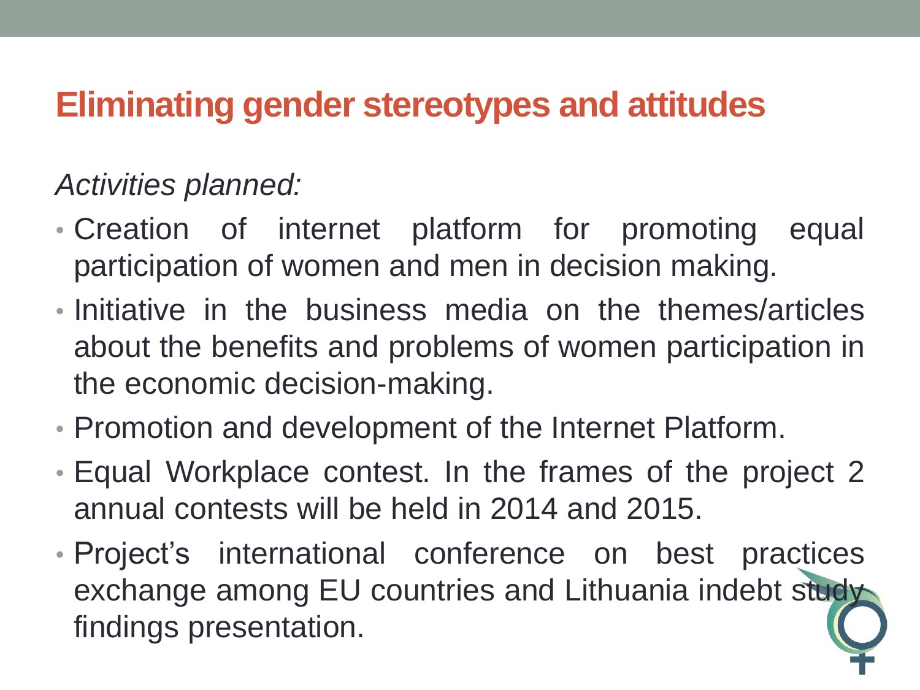# Eliminating gender stereotypes and attitudes

*Activities planned:*

- Creation of internet platform for promoting equal participation of women and men in decision making.
- Initiative in the business media on the themes/articles about the benefits and problems of women participation in the economic decision-making.
- Promotion and development of the Internet Platform.
- Equal Workplace contest. In the frames of the project 2 annual contests will be held in 2014 and 2015.
- Project's international conference on best practices exchange among EU countries and Lithuania indebt study findings presentation.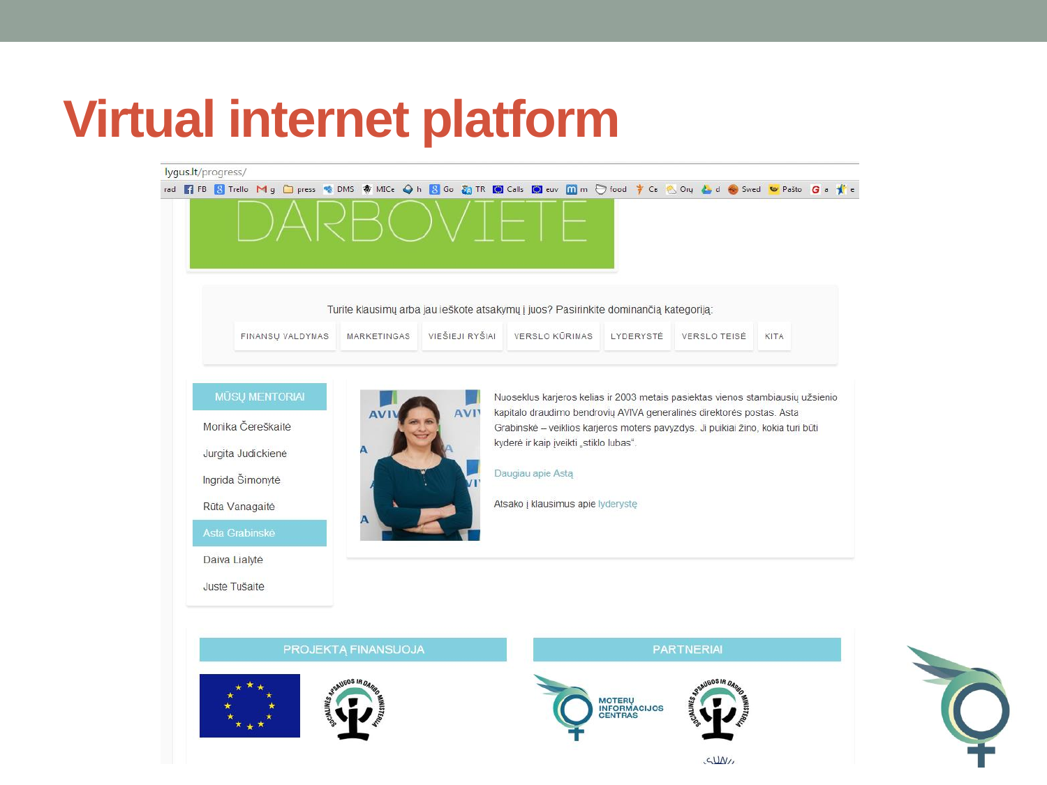# Virtual internet platform

lygus.lt/progress/

DARBOVIETE

Turite klausimų arba jau ieškote atsakymų į juos? Pasirinkite dominančią kategoriją:

FINANSŲ VALDYMAS | MARKETINGAS | VIEŠIEJI RYŠIAI | VERSLO KŪRIMAS | LYDERYSTĖ | VERSLO TEISĖ | KITA

**MŪSŲ MENTORIAI**

- Monika Čereškaitė
- Jurgita Judickienė
- Ingrida Šimonytė
- Rūta Vanagaitė
- Asta Grabinskė
- Daiva Lialytė
- Justė Tušaitė

Nuoseklus karjeros kelias ir 2003 metais pasiektas vienos stambiausių užsienio kapitalo draudimo bendrovių AVIVA generalinės direktorės postas. Asta Grabinskė – veiklios karjeros moters pavyzdys. Ji puikiai žino, kokia turi būti kyderė ir kaip įveikti „stiklo lubas".

Daugiau apie Astą

Atsako į klausimus apie lyderystę

**PROJEKTĄ FINANSUOJA**

**PARTNERIAI**

MOTERŲ INFORMACIJOS CENTRAS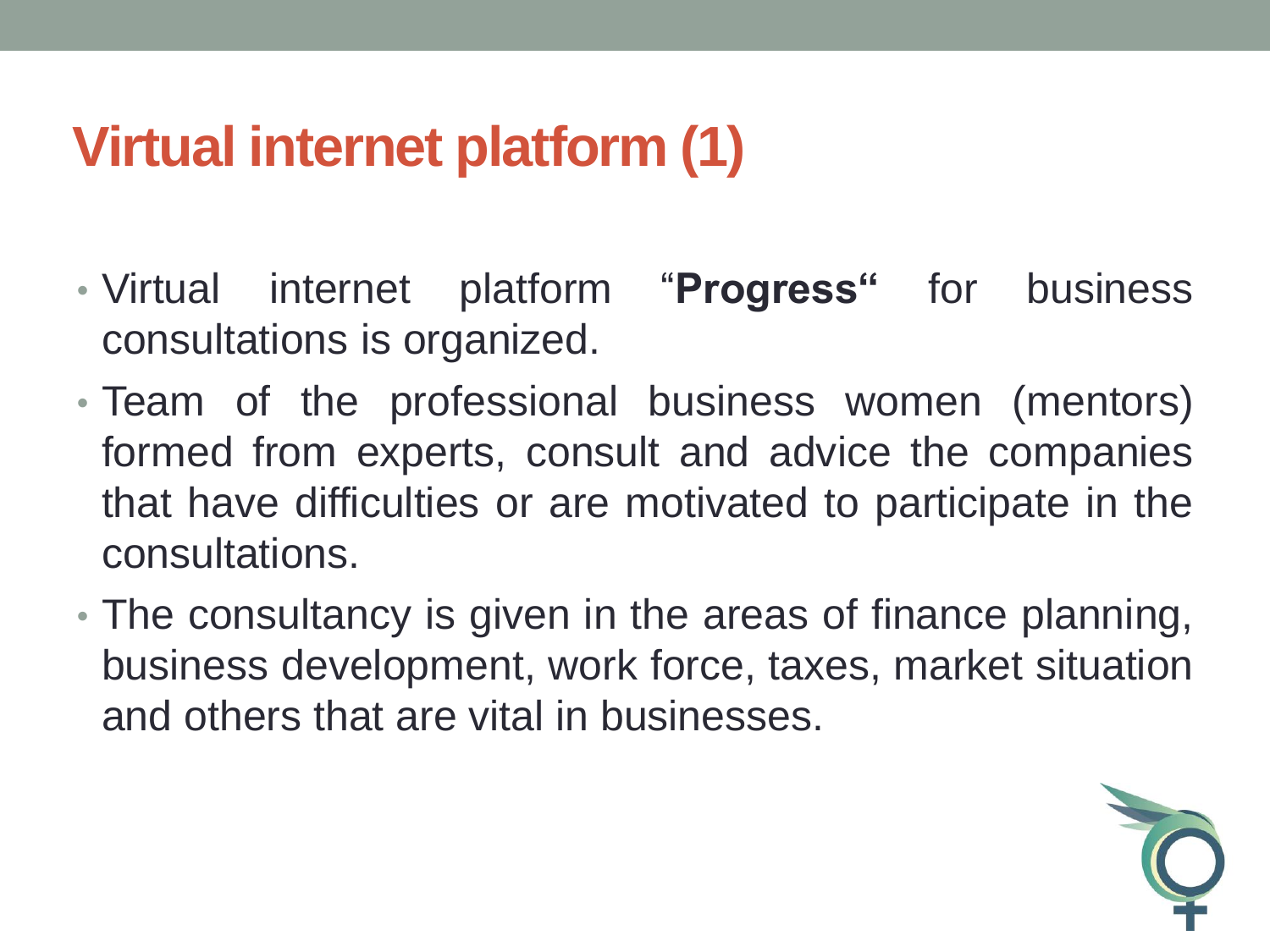# Virtual internet platform (1)

- Virtual internet platform “**Progress“** for business consultations is organized.
- Team of the professional business women (mentors) formed from experts, consult and advice the companies that have difficulties or are motivated to participate in the consultations.
- The consultancy is given in the areas of finance planning, business development, work force, taxes, market situation and others that are vital in businesses.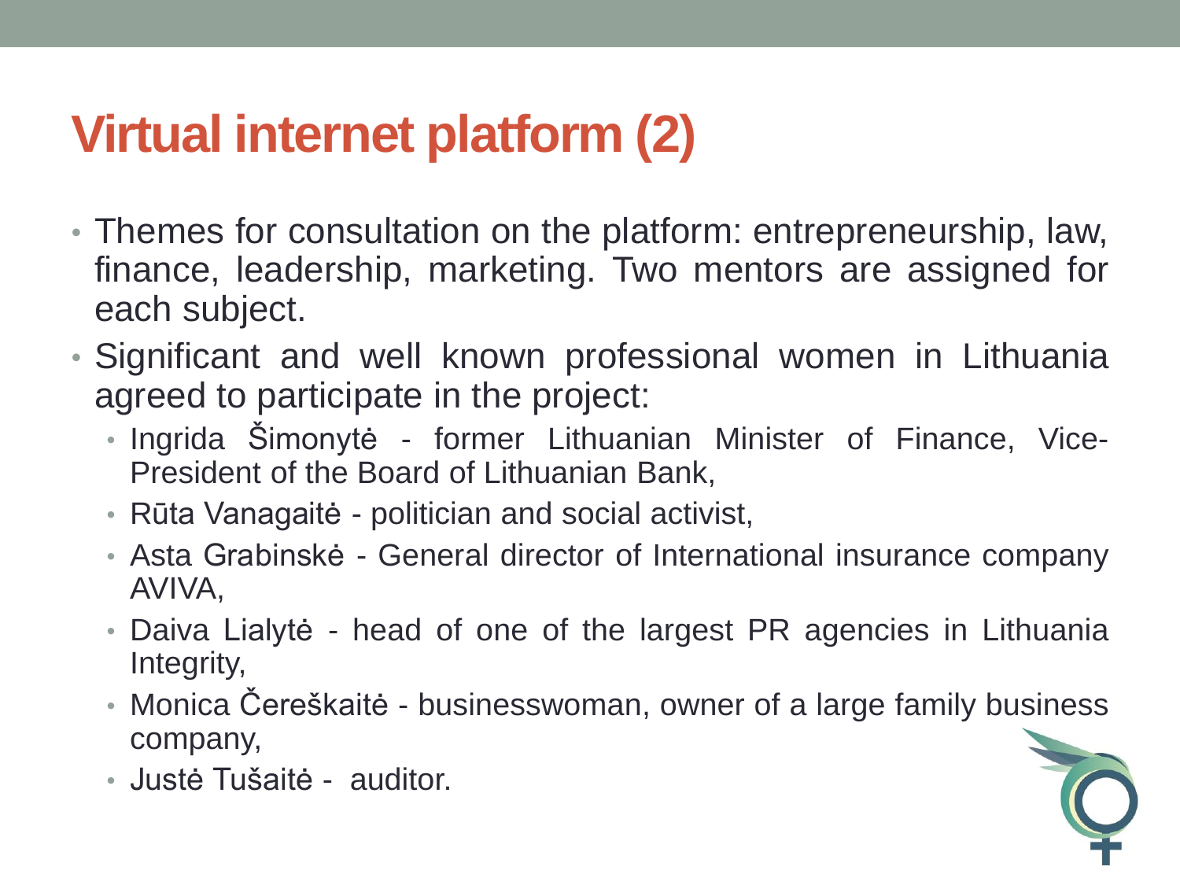# Virtual internet platform (2)

- Themes for consultation on the platform: entrepreneurship, law, finance, leadership, marketing. Two mentors are assigned for each subject.
- Significant and well known professional women in Lithuania agreed to participate in the project:
  - Ingrida Šimonytė - former Lithuanian Minister of Finance, Vice-President of the Board of Lithuanian Bank,
  - Rūta Vanagaitė - politician and social activist,
  - Asta Grabinskė - General director of International insurance company AVIVA,
  - Daiva Lialytė - head of one of the largest PR agencies in Lithuania Integrity,
  - Monica Čereškaitė - businesswoman, owner of a large family business company,
  - Justė Tušaitė - auditor.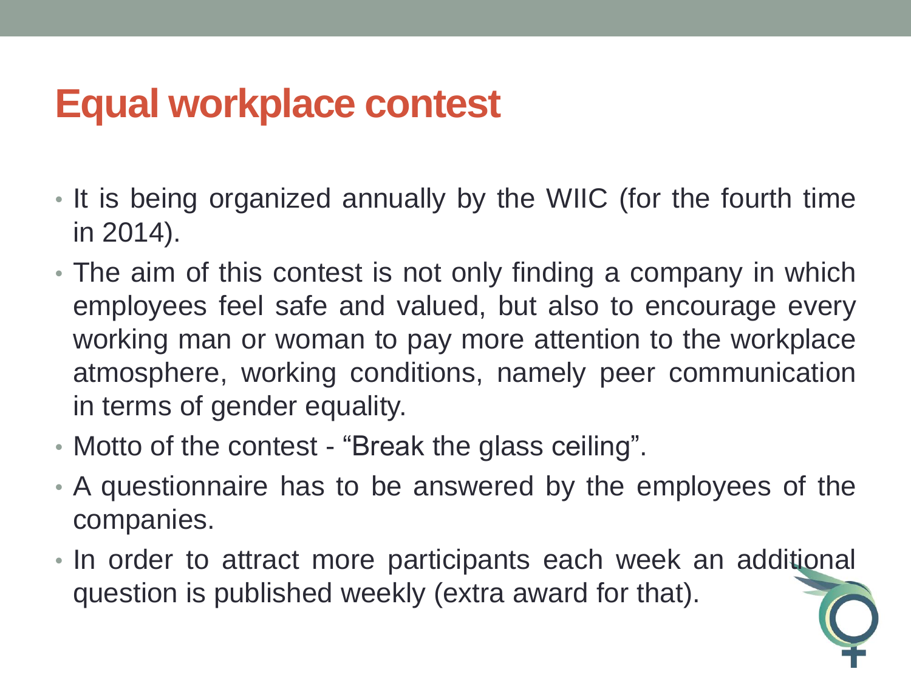# Equal workplace contest

- It is being organized annually by the WIIC (for the fourth time in 2014).
- The aim of this contest is not only finding a company in which employees feel safe and valued, but also to encourage every working man or woman to pay more attention to the workplace atmosphere, working conditions, namely peer communication in terms of gender equality.
- Motto of the contest - “Break the glass ceiling”.
- A questionnaire has to be answered by the employees of the companies.
- In order to attract more participants each week an additional question is published weekly (extra award for that).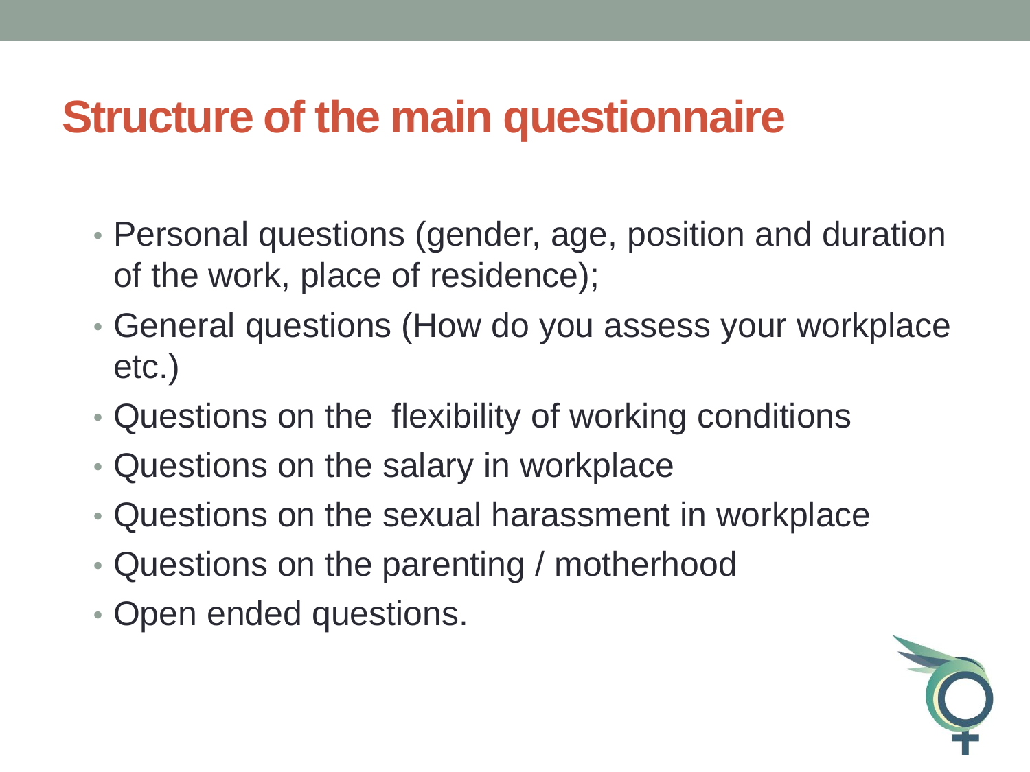# Structure of the main questionnaire

- Personal questions (gender, age, position and duration of the work, place of residence);
- General questions (How do you assess your workplace etc.)
- Questions on the  flexibility of working conditions
- Questions on the salary in workplace
- Questions on the sexual harassment in workplace
- Questions on the parenting / motherhood
- Open ended questions.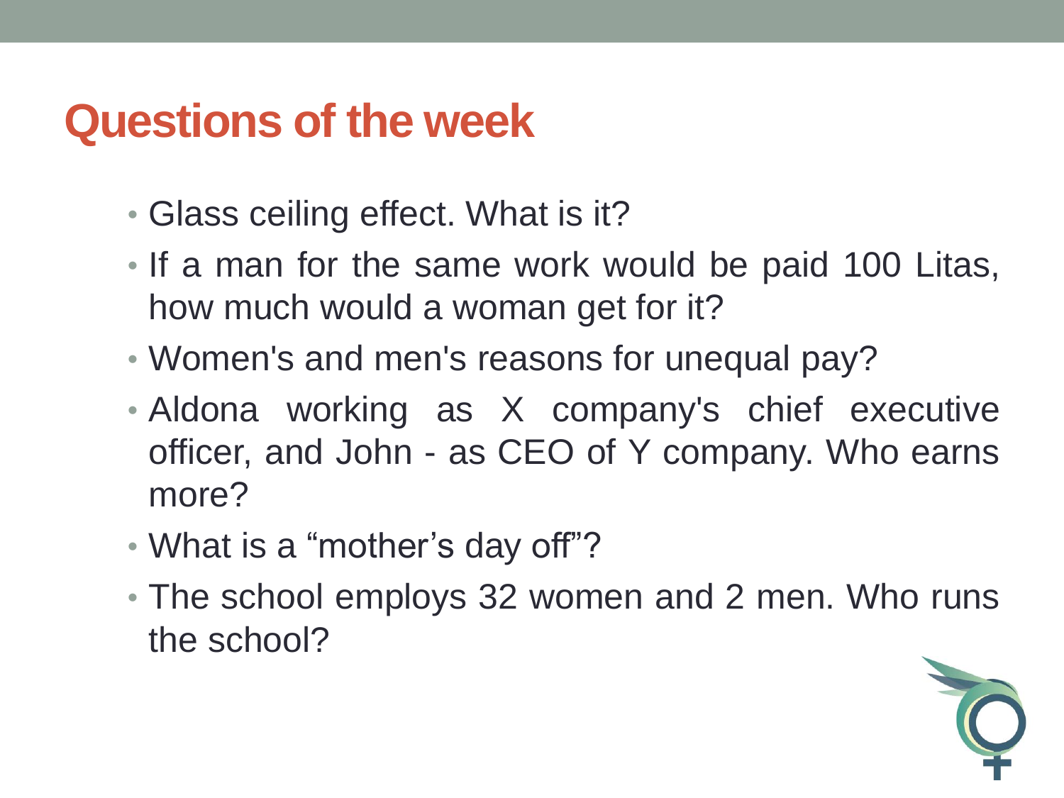# Questions of the week

- Glass ceiling effect. What is it?
- If a man for the same work would be paid 100 Litas, how much would a woman get for it?
- Women's and men's reasons for unequal pay?
- Aldona working as X company's chief executive officer, and John - as CEO of Y company. Who earns more?
- What is a “mother’s day off”?
- The school employs 32 women and 2 men. Who runs the school?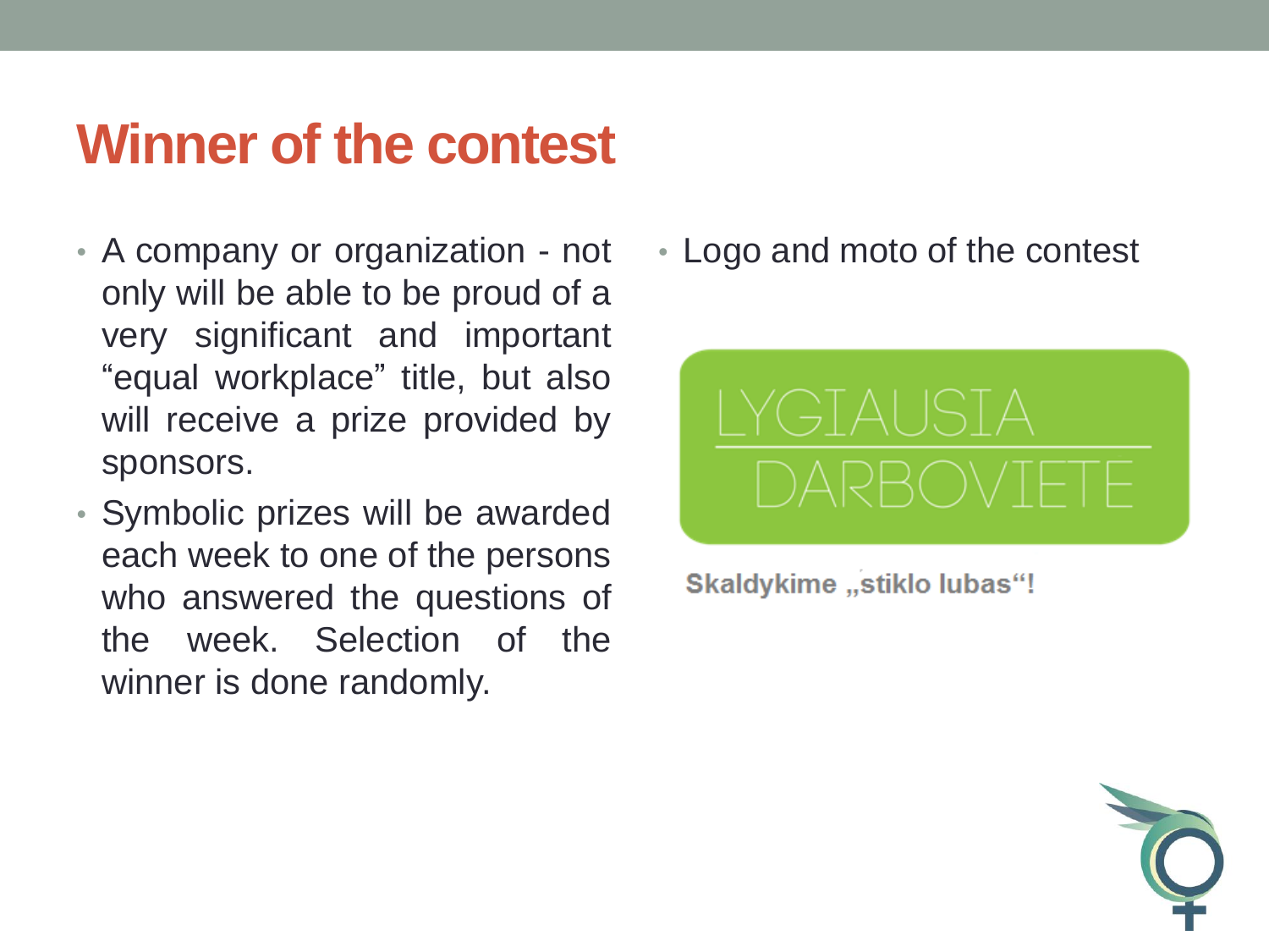# Winner of the contest

- A company or organization - not only will be able to be proud of a very significant and important “equal workplace” title, but also will receive a prize provided by sponsors.
- Symbolic prizes will be awarded each week to one of the persons who answered the questions of the week. Selection of the winner is done randomly.

- Logo and moto of the contest

LYGIAUSIA DARBOVIETE

**Skaldykime „stiklo lubas“!**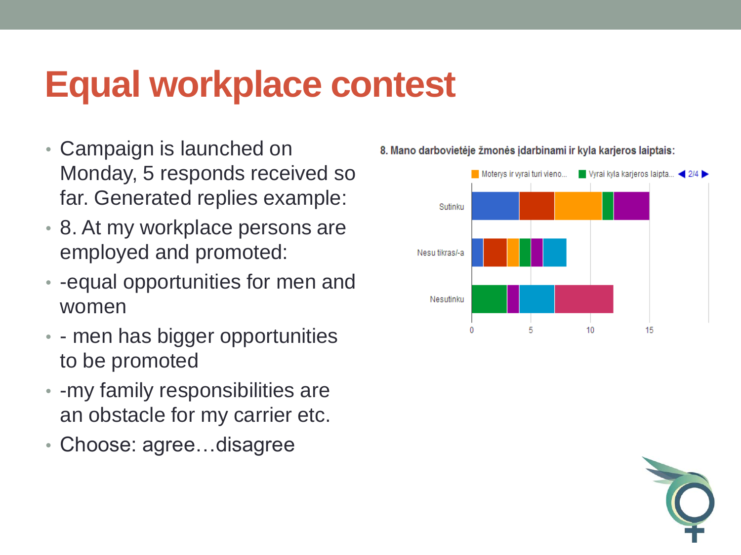# Equal workplace contest

- Campaign is launched on Monday, 5 responds received so far. Generated replies example:
- 8. At my workplace persons are employed and promoted:
- -equal opportunities for men and women
- - men has bigger opportunities to be promoted
- -my family responsibilities are an obstacle for my carrier etc.
- Choose: agree…disagree

8. Mano darbovietėje žmonės įdarbinami ir kyla karjeros laiptais:

Moterys ir vyrai turi vieno... | Vyrai kyla karjeros laipta... | 2/4

Sutinku

Nesu tikras/-a

Nesutinku

0 5 10 15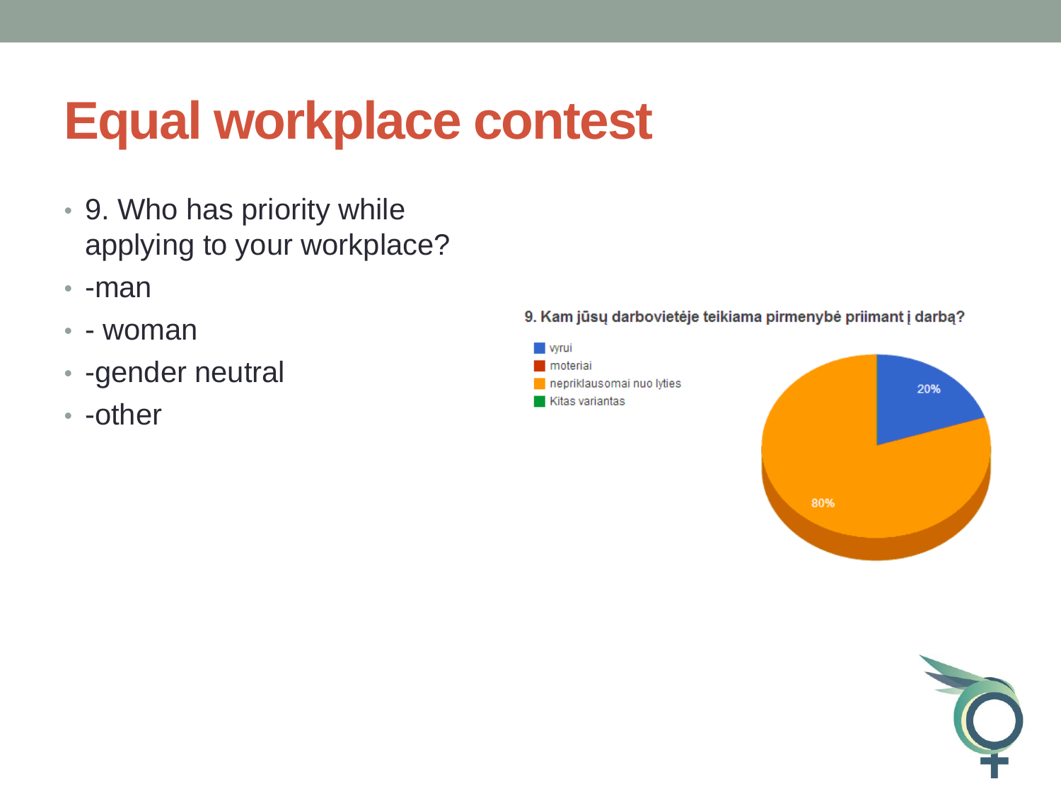# Equal workplace contest

- 9. Who has priority while applying to your workplace?
- -man
- - woman
- -gender neutral
- -other

9. Kam jūsų darbovietėje teikiama pirmenybė priimant į darbą?

- vyrui
- moteriai
- nepriklausomai nuo lyties
- Kitas variantas

20%

80%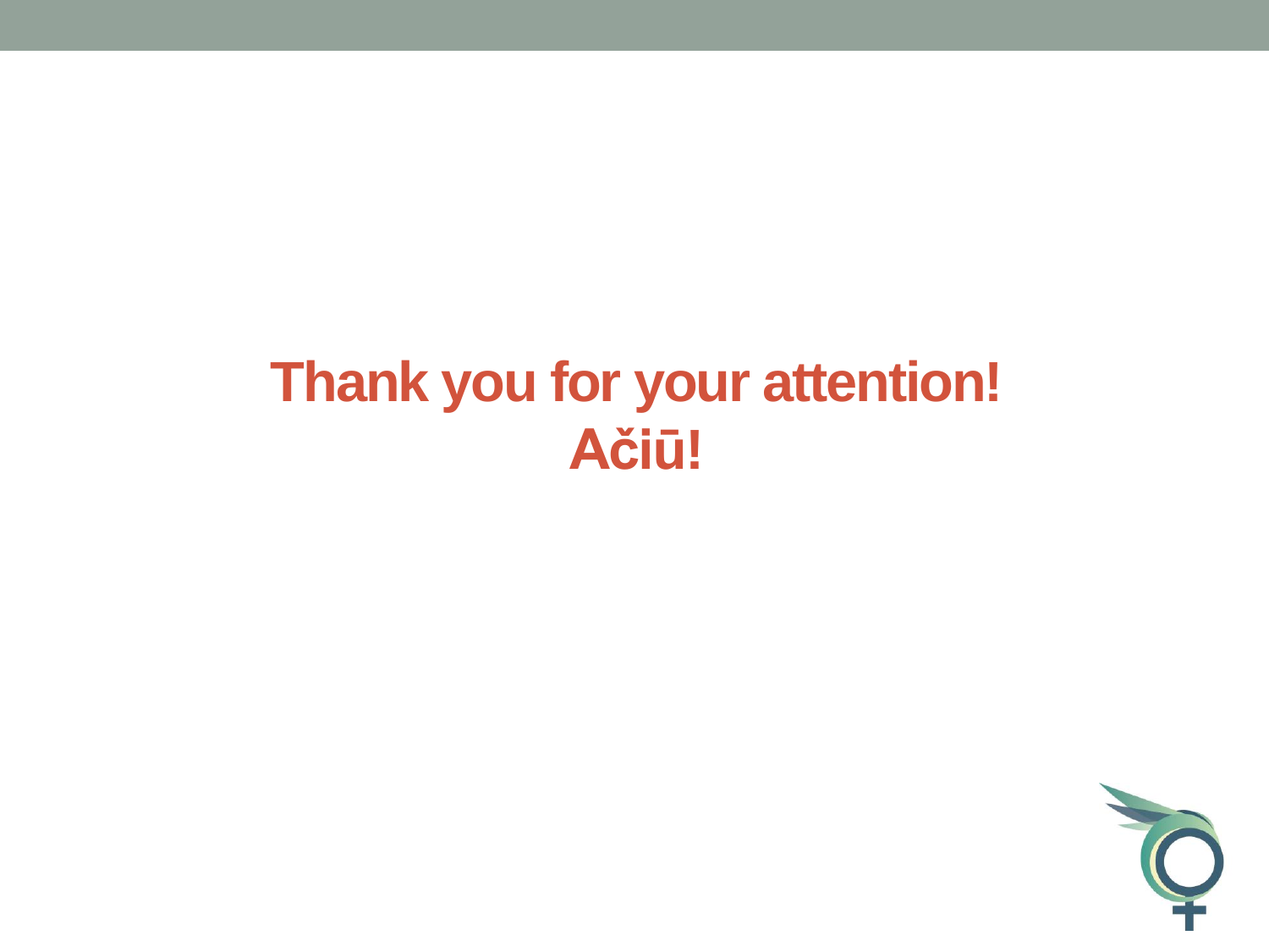**Thank you for your attention!**
**Ačiū!**